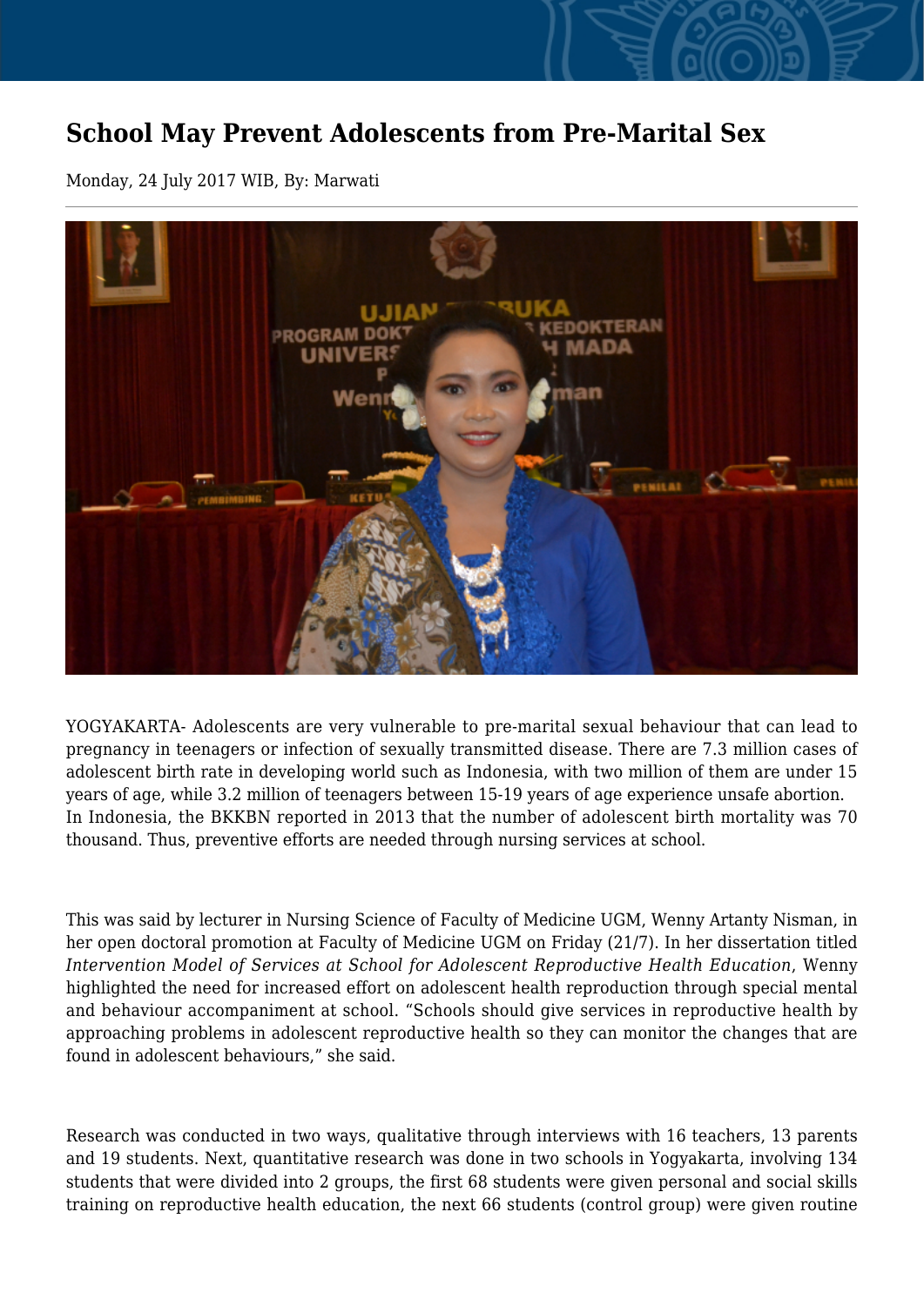# School May Prevent Adolescents from Pre-Marital Sex

Monday, 24 July 2017 WIB, By: Marwati

YOGYAKARTA- Adolescents are very vulnerable to pre-marital sexual behaviour that can lead to pregnancy in teenagers or infection of sexually transmitted disease. There are 7.3 million cases of adolescent birth rate in developing world such as Indonesia, with two million of them are under 15 years of age, while 3.2 million of teenagers between 15-19 years of age experience unsafe abortion. In Indonesia, the BKKBN reported in 2013 that the number of adolescent birth mortality was 70 thousand. Thus, preventive efforts are needed through nursing services at school.

This was said by lecturer in Nursing Science of Faculty of Medicine UGM, Wenny Artanty Nisman, in her open doctoral promotion at Faculty of Medicine UGM on Friday (21/7). In her dissertation titled *Intervention Model of Services at School for Adolescent Reproductive Health Education,* Wenny highlighted the need for increased effort on adolescent health reproduction through special mental and behaviour accompaniment at school. “Schools should give services in reproductive health by approaching problems in adolescent reproductive health so they can monitor the changes that are found in adolescent behaviours,” she said.

Research was conducted in two ways, qualitative through interviews with 16 teachers, 13 parents and 19 students. Next, quantitative research was done in two schools in Yogyakarta, involving 134 students that were divided into 2 groups, the first 68 students were given personal and social skills training on reproductive health education, the next 66 students (control group) were given routine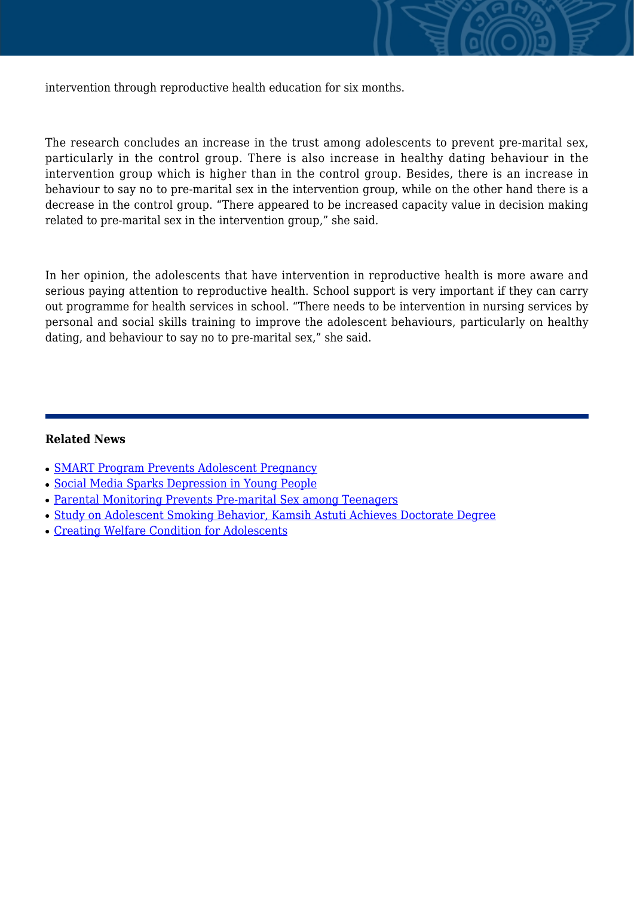intervention through reproductive health education for six months.

The research concludes an increase in the trust among adolescents to prevent pre-marital sex, particularly in the control group. There is also increase in healthy dating behaviour in the intervention group which is higher than in the control group. Besides, there is an increase in behaviour to say no to pre-marital sex in the intervention group, while on the other hand there is a decrease in the control group. “There appeared to be increased capacity value in decision making related to pre-marital sex in the intervention group,” she said.

In her opinion, the adolescents that have intervention in reproductive health is more aware and serious paying attention to reproductive health. School support is very important if they can carry out programme for health services in school. “There needs to be intervention in nursing services by personal and social skills training to improve the adolescent behaviours, particularly on healthy dating, and behaviour to say no to pre-marital sex,” she said.

---

**Related News**

- SMART Program Prevents Adolescent Pregnancy
- Social Media Sparks Depression in Young People
- Parental Monitoring Prevents Pre-marital Sex among Teenagers
- Study on Adolescent Smoking Behavior, Kamsih Astuti Achieves Doctorate Degree
- Creating Welfare Condition for Adolescents